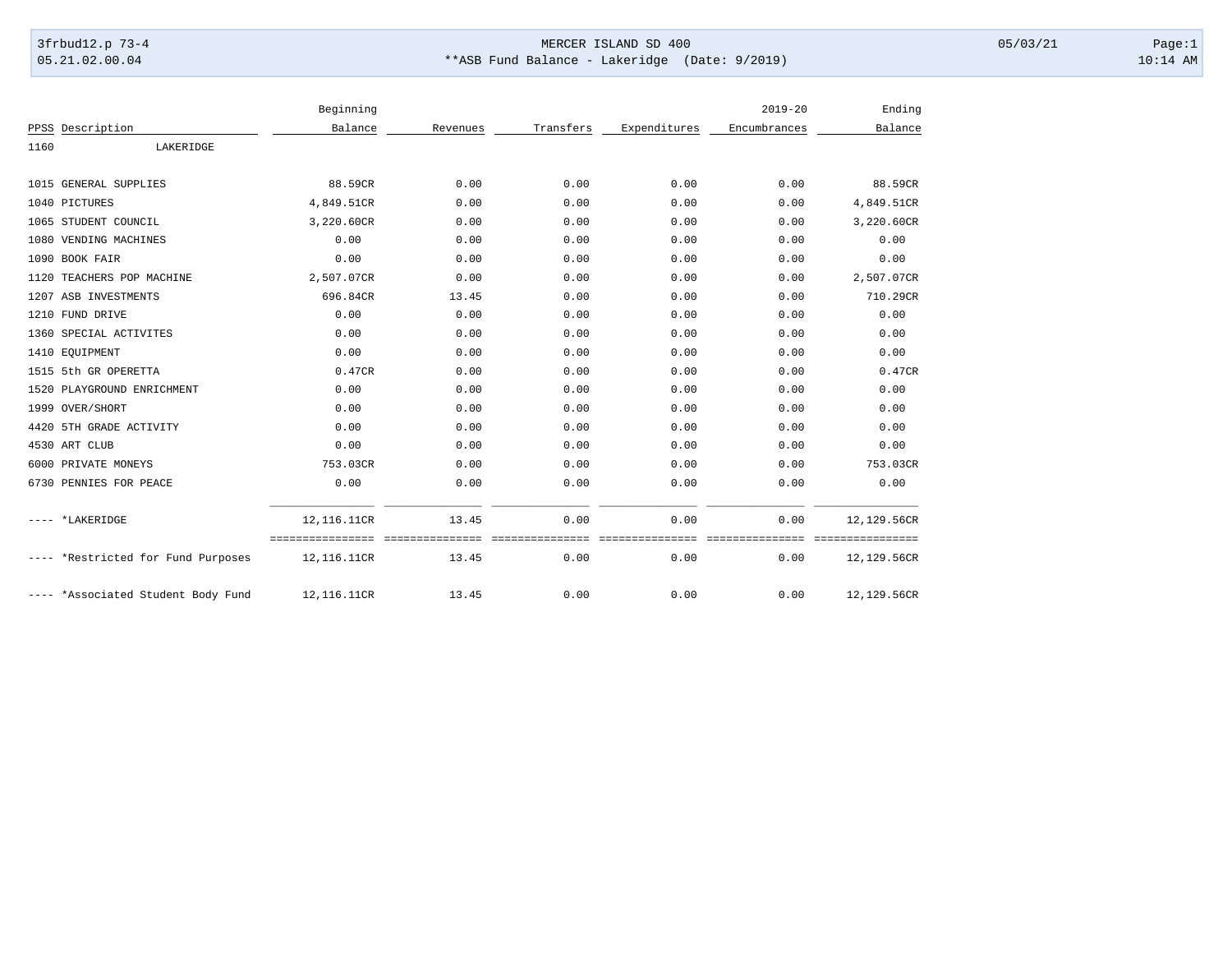MERCER ISLAND SD 400

**ASB Fund Balance - Lakeridge (Date: 9/2019)

| PPSS | Description | Beginning Balance | Revenues | Transfers | Expenditures | 2019-20 Encumbrances | Ending Balance |
|---|---|---|---|---|---|---|---|
| 1160 | LAKERIDGE | | | | | | |
| 1015 | GENERAL SUPPLIES | 88.59CR | 0.00 | 0.00 | 0.00 | 0.00 | 88.59CR |
| 1040 | PICTURES | 4,849.51CR | 0.00 | 0.00 | 0.00 | 0.00 | 4,849.51CR |
| 1065 | STUDENT COUNCIL | 3,220.60CR | 0.00 | 0.00 | 0.00 | 0.00 | 3,220.60CR |
| 1080 | VENDING MACHINES | 0.00 | 0.00 | 0.00 | 0.00 | 0.00 | 0.00 |
| 1090 | BOOK FAIR | 0.00 | 0.00 | 0.00 | 0.00 | 0.00 | 0.00 |
| 1120 | TEACHERS POP MACHINE | 2,507.07CR | 0.00 | 0.00 | 0.00 | 0.00 | 2,507.07CR |
| 1207 | ASB INVESTMENTS | 696.84CR | 13.45 | 0.00 | 0.00 | 0.00 | 710.29CR |
| 1210 | FUND DRIVE | 0.00 | 0.00 | 0.00 | 0.00 | 0.00 | 0.00 |
| 1360 | SPECIAL ACTIVITES | 0.00 | 0.00 | 0.00 | 0.00 | 0.00 | 0.00 |
| 1410 | EQUIPMENT | 0.00 | 0.00 | 0.00 | 0.00 | 0.00 | 0.00 |
| 1515 | 5th GR OPERETTA | 0.47CR | 0.00 | 0.00 | 0.00 | 0.00 | 0.47CR |
| 1520 | PLAYGROUND ENRICHMENT | 0.00 | 0.00 | 0.00 | 0.00 | 0.00 | 0.00 |
| 1999 | OVER/SHORT | 0.00 | 0.00 | 0.00 | 0.00 | 0.00 | 0.00 |
| 4420 | 5TH GRADE ACTIVITY | 0.00 | 0.00 | 0.00 | 0.00 | 0.00 | 0.00 |
| 4530 | ART CLUB | 0.00 | 0.00 | 0.00 | 0.00 | 0.00 | 0.00 |
| 6000 | PRIVATE MONEYS | 753.03CR | 0.00 | 0.00 | 0.00 | 0.00 | 753.03CR |
| 6730 | PENNIES FOR PEACE | 0.00 | 0.00 | 0.00 | 0.00 | 0.00 | 0.00 |
| ---- | *LAKERIDGE | 12,116.11CR | 13.45 | 0.00 | 0.00 | 0.00 | 12,129.56CR |
| ---- | *Restricted for Fund Purposes | 12,116.11CR | 13.45 | 0.00 | 0.00 | 0.00 | 12,129.56CR |
| ---- | *Associated Student Body Fund | 12,116.11CR | 13.45 | 0.00 | 0.00 | 0.00 | 12,129.56CR |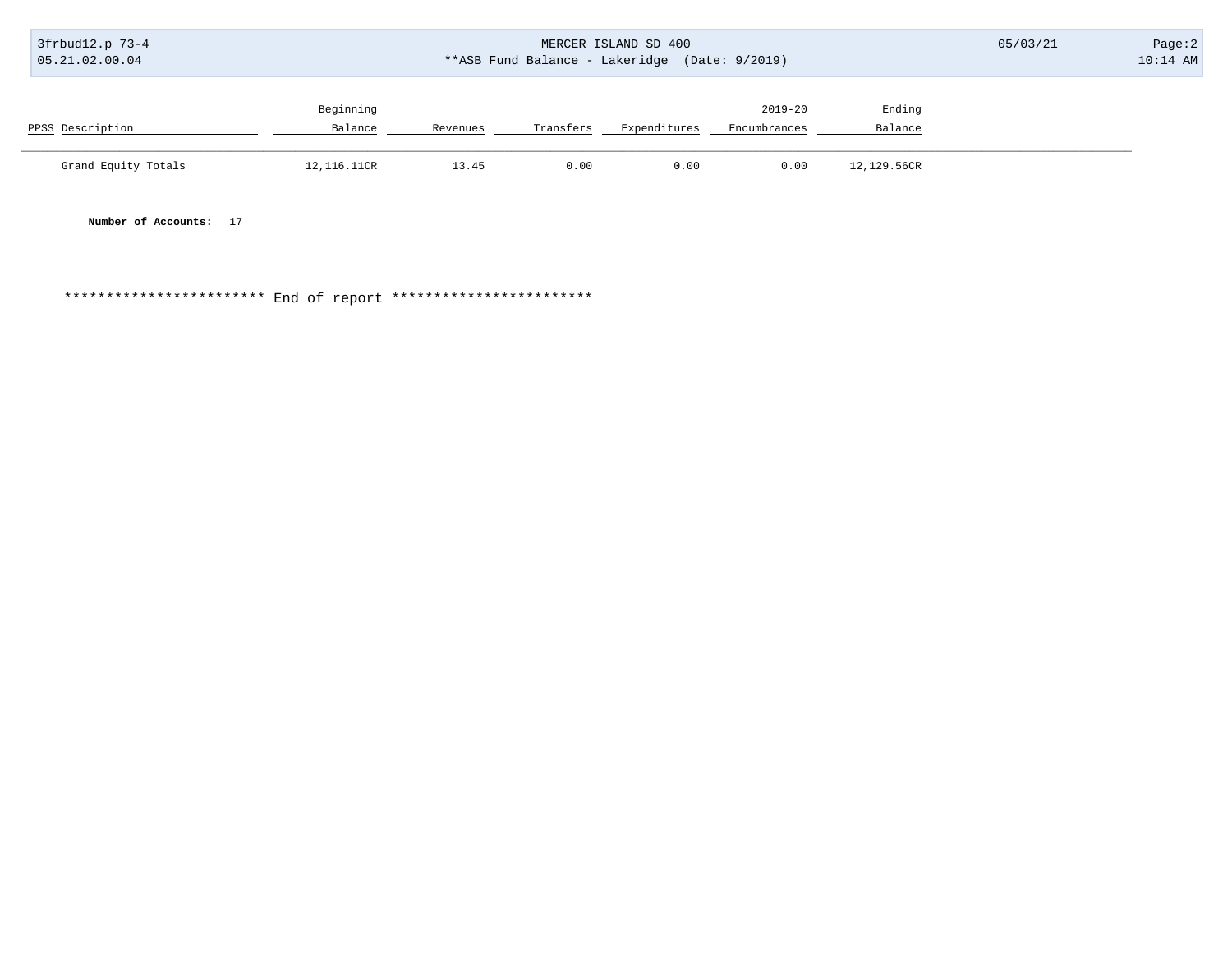| PPSS | Description | Beginning Balance | Revenues | Transfers | Expenditures | 2019-20 Encumbrances | Ending Balance |
|---|---|---|---|---|---|---|---|
| | Grand Equity Totals | 12,116.11CR | 13.45 | 0.00 | 0.00 | 0.00 | 12,129.56CR |

**Number of Accounts:** 17

************************ End of report ************************